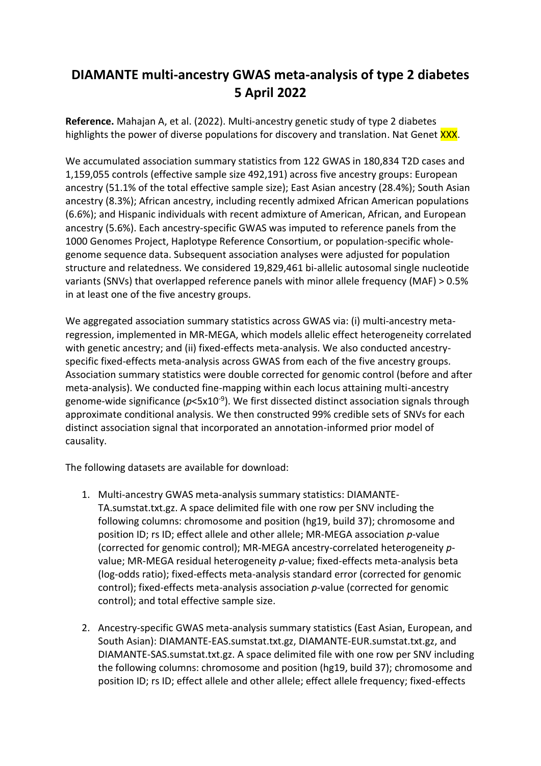# DIAMANTE multi-ancestry GWAS meta-analysis of type 2 diabetes 5 April 2022

**Reference.** Mahajan A, et al. (2022). Multi-ancestry genetic study of type 2 diabetes highlights the power of diverse populations for discovery and translation. Nat Genet XXX.

We accumulated association summary statistics from 122 GWAS in 180,834 T2D cases and 1,159,055 controls (effective sample size 492,191) across five ancestry groups: European ancestry (51.1% of the total effective sample size); East Asian ancestry (28.4%); South Asian ancestry (8.3%); African ancestry, including recently admixed African American populations (6.6%); and Hispanic individuals with recent admixture of American, African, and European ancestry (5.6%). Each ancestry-specific GWAS was imputed to reference panels from the 1000 Genomes Project, Haplotype Reference Consortium, or population-specific whole-genome sequence data. Subsequent association analyses were adjusted for population structure and relatedness. We considered 19,829,461 bi-allelic autosomal single nucleotide variants (SNVs) that overlapped reference panels with minor allele frequency (MAF) > 0.5% in at least one of the five ancestry groups.

We aggregated association summary statistics across GWAS via: (i) multi-ancestry meta-regression, implemented in MR-MEGA, which models allelic effect heterogeneity correlated with genetic ancestry; and (ii) fixed-effects meta-analysis. We also conducted ancestry-specific fixed-effects meta-analysis across GWAS from each of the five ancestry groups. Association summary statistics were double corrected for genomic control (before and after meta-analysis). We conducted fine-mapping within each locus attaining multi-ancestry genome-wide significance ($p<5\times10^{-9}$). We first dissected distinct association signals through approximate conditional analysis. We then constructed 99% credible sets of SNVs for each distinct association signal that incorporated an annotation-informed prior model of causality.

The following datasets are available for download:

1. Multi-ancestry GWAS meta-analysis summary statistics: DIAMANTE-TA.sumstat.txt.gz. A space delimited file with one row per SNV including the following columns: chromosome and position (hg19, build 37); chromosome and position ID; rs ID; effect allele and other allele; MR-MEGA association *p*-value (corrected for genomic control); MR-MEGA ancestry-correlated heterogeneity *p*-value; MR-MEGA residual heterogeneity *p*-value; fixed-effects meta-analysis beta (log-odds ratio); fixed-effects meta-analysis standard error (corrected for genomic control); fixed-effects meta-analysis association *p*-value (corrected for genomic control); and total effective sample size.

2. Ancestry-specific GWAS meta-analysis summary statistics (East Asian, European, and South Asian): DIAMANTE-EAS.sumstat.txt.gz, DIAMANTE-EUR.sumstat.txt.gz, and DIAMANTE-SAS.sumstat.txt.gz. A space delimited file with one row per SNV including the following columns: chromosome and position (hg19, build 37); chromosome and position ID; rs ID; effect allele and other allele; effect allele frequency; fixed-effects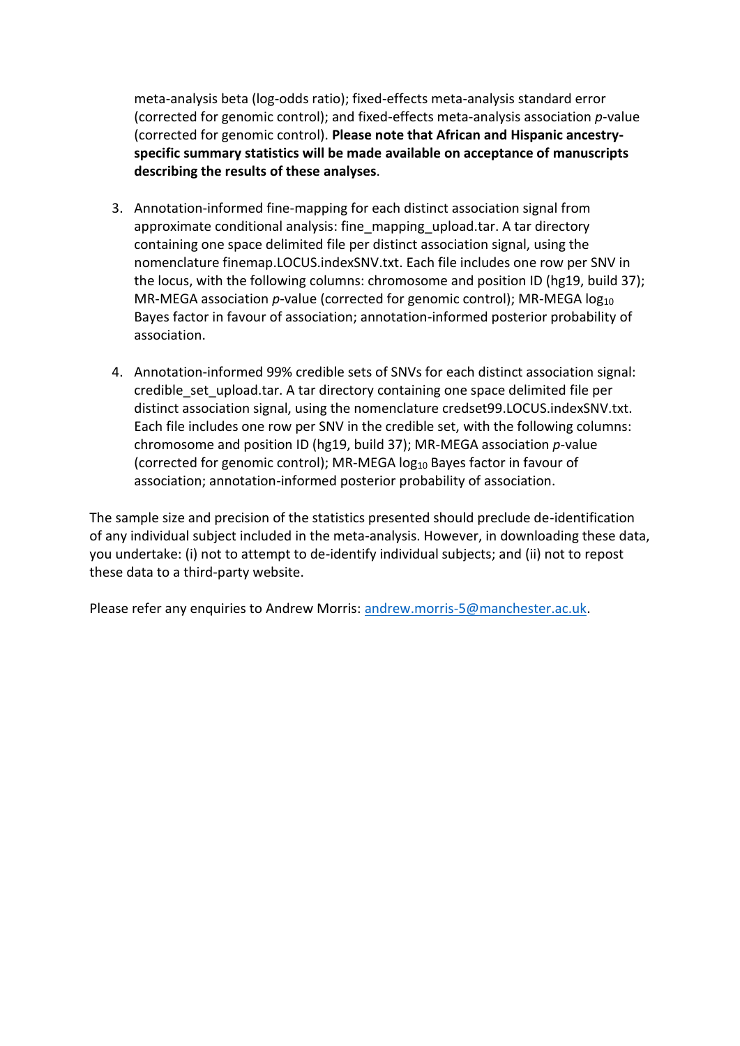meta-analysis beta (log-odds ratio); fixed-effects meta-analysis standard error (corrected for genomic control); and fixed-effects meta-analysis association *p*-value (corrected for genomic control). **Please note that African and Hispanic ancestry-specific summary statistics will be made available on acceptance of manuscripts describing the results of these analyses**.

3. Annotation-informed fine-mapping for each distinct association signal from approximate conditional analysis: fine_mapping_upload.tar. A tar directory containing one space delimited file per distinct association signal, using the nomenclature finemap.LOCUS.indexSNV.txt. Each file includes one row per SNV in the locus, with the following columns: chromosome and position ID (hg19, build 37); MR-MEGA association *p*-value (corrected for genomic control); MR-MEGA $\log_{10}$ Bayes factor in favour of association; annotation-informed posterior probability of association.

4. Annotation-informed 99% credible sets of SNVs for each distinct association signal: credible_set_upload.tar. A tar directory containing one space delimited file per distinct association signal, using the nomenclature credset99.LOCUS.indexSNV.txt. Each file includes one row per SNV in the credible set, with the following columns: chromosome and position ID (hg19, build 37); MR-MEGA association *p*-value (corrected for genomic control); MR-MEGA $\log_{10}$ Bayes factor in favour of association; annotation-informed posterior probability of association.

The sample size and precision of the statistics presented should preclude de-identification of any individual subject included in the meta-analysis. However, in downloading these data, you undertake: (i) not to attempt to de-identify individual subjects; and (ii) not to repost these data to a third-party website.

Please refer any enquiries to Andrew Morris: andrew.morris-5@manchester.ac.uk.